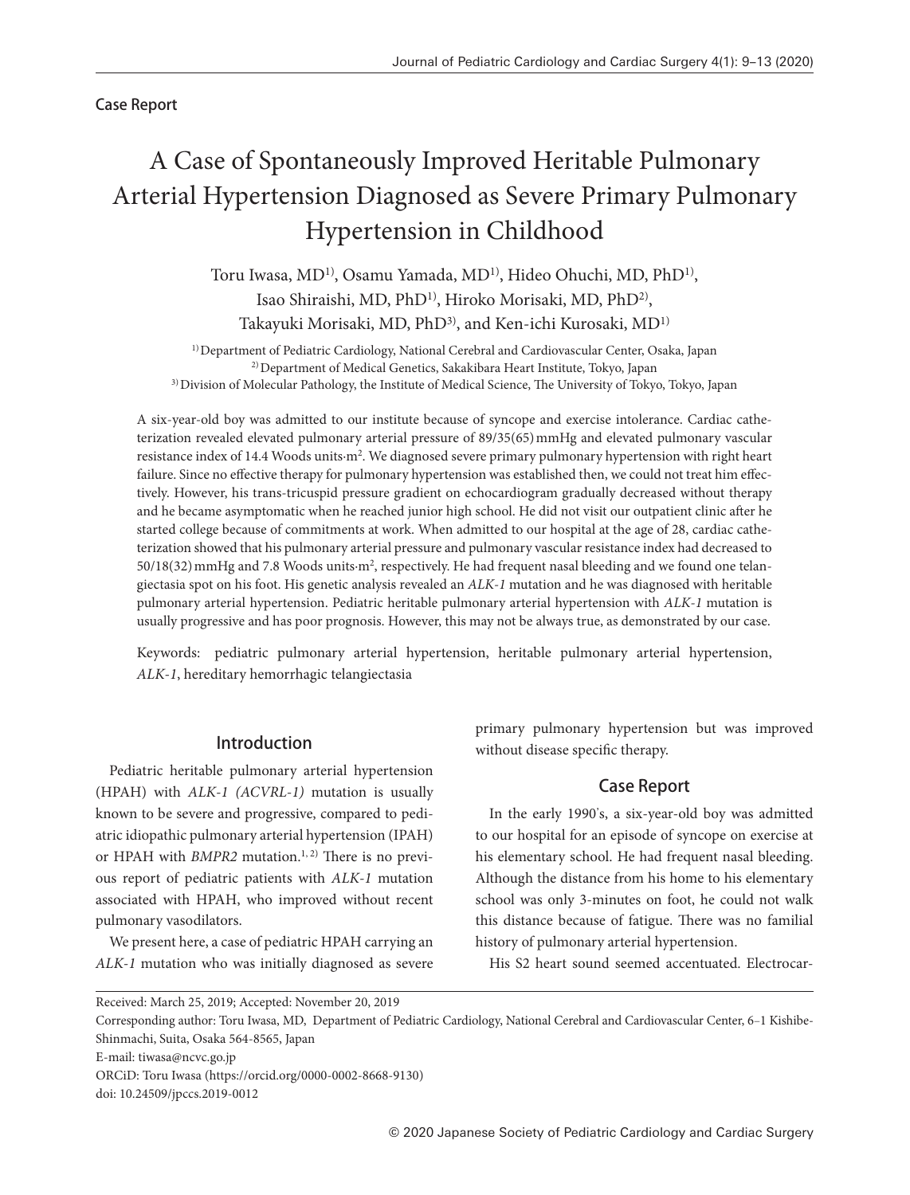Case Report

# A Case of Spontaneously Improved Heritable Pulmonary Arterial Hypertension Diagnosed as Severe Primary Pulmonary Hypertension in Childhood

Toru Iwasa, MD[1], Osamu Yamada, MD[1], Hideo Ohuchi, MD, PhD[1], Isao Shiraishi, MD, PhD[1], Hiroko Morisaki, MD, PhD[2], Takayuki Morisaki, MD, PhD[3], and Ken-ichi Kurosaki, MD[1]

[1] Department of Pediatric Cardiology, National Cerebral and Cardiovascular Center, Osaka, Japan
[2] Department of Medical Genetics, Sakakibara Heart Institute, Tokyo, Japan
[3] Division of Molecular Pathology, the Institute of Medical Science, The University of Tokyo, Tokyo, Japan

A six-year-old boy was admitted to our institute because of syncope and exercise intolerance. Cardiac catheterization revealed elevated pulmonary arterial pressure of 89/35(65) mmHg and elevated pulmonary vascular resistance index of 14.4 Woods units·m$^2$. We diagnosed severe primary pulmonary hypertension with right heart failure. Since no effective therapy for pulmonary hypertension was established then, we could not treat him effectively. However, his trans-tricuspid pressure gradient on echocardiogram gradually decreased without therapy and he became asymptomatic when he reached junior high school. He did not visit our outpatient clinic after he started college because of commitments at work. When admitted to our hospital at the age of 28, cardiac catheterization showed that his pulmonary arterial pressure and pulmonary vascular resistance index had decreased to 50/18(32) mmHg and 7.8 Woods units·m$^2$, respectively. He had frequent nasal bleeding and we found one telangiectasia spot on his foot. His genetic analysis revealed an *ALK-1* mutation and he was diagnosed with heritable pulmonary arterial hypertension. Pediatric heritable pulmonary arterial hypertension with *ALK-1* mutation is usually progressive and has poor prognosis. However, this may not be always true, as demonstrated by our case.

Keywords: pediatric pulmonary arterial hypertension, heritable pulmonary arterial hypertension, *ALK-1*, hereditary hemorrhagic telangiectasia

## Introduction

Pediatric heritable pulmonary arterial hypertension (HPAH) with *ALK-1 (ACVRL-1)* mutation is usually known to be severe and progressive, compared to pediatric idiopathic pulmonary arterial hypertension (IPAH) or HPAH with *BMPR2* mutation.[1, 2] There is no previous report of pediatric patients with *ALK-1* mutation associated with HPAH, who improved without recent pulmonary vasodilators.

We present here, a case of pediatric HPAH carrying an *ALK-1* mutation who was initially diagnosed as severe primary pulmonary hypertension but was improved without disease specific therapy.

## Case Report

In the early 1990's, a six-year-old boy was admitted to our hospital for an episode of syncope on exercise at his elementary school. He had frequent nasal bleeding. Although the distance from his home to his elementary school was only 3-minutes on foot, he could not walk this distance because of fatigue. There was no familial history of pulmonary arterial hypertension.

His S2 heart sound seemed accentuated. Electrocar-

Received: March 25, 2019; Accepted: November 20, 2019

Corresponding author: Toru Iwasa, MD, Department of Pediatric Cardiology, National Cerebral and Cardiovascular Center, 6–1 Kishibe-Shinmachi, Suita, Osaka 564-8565, Japan

E-mail: tiwasa@ncvc.go.jp

ORCiD: Toru Iwasa (https://orcid.org/0000-0002-8668-9130)

doi: 10.24509/jpccs.2019-0012

© 2020 Japanese Society of Pediatric Cardiology and Cardiac Surgery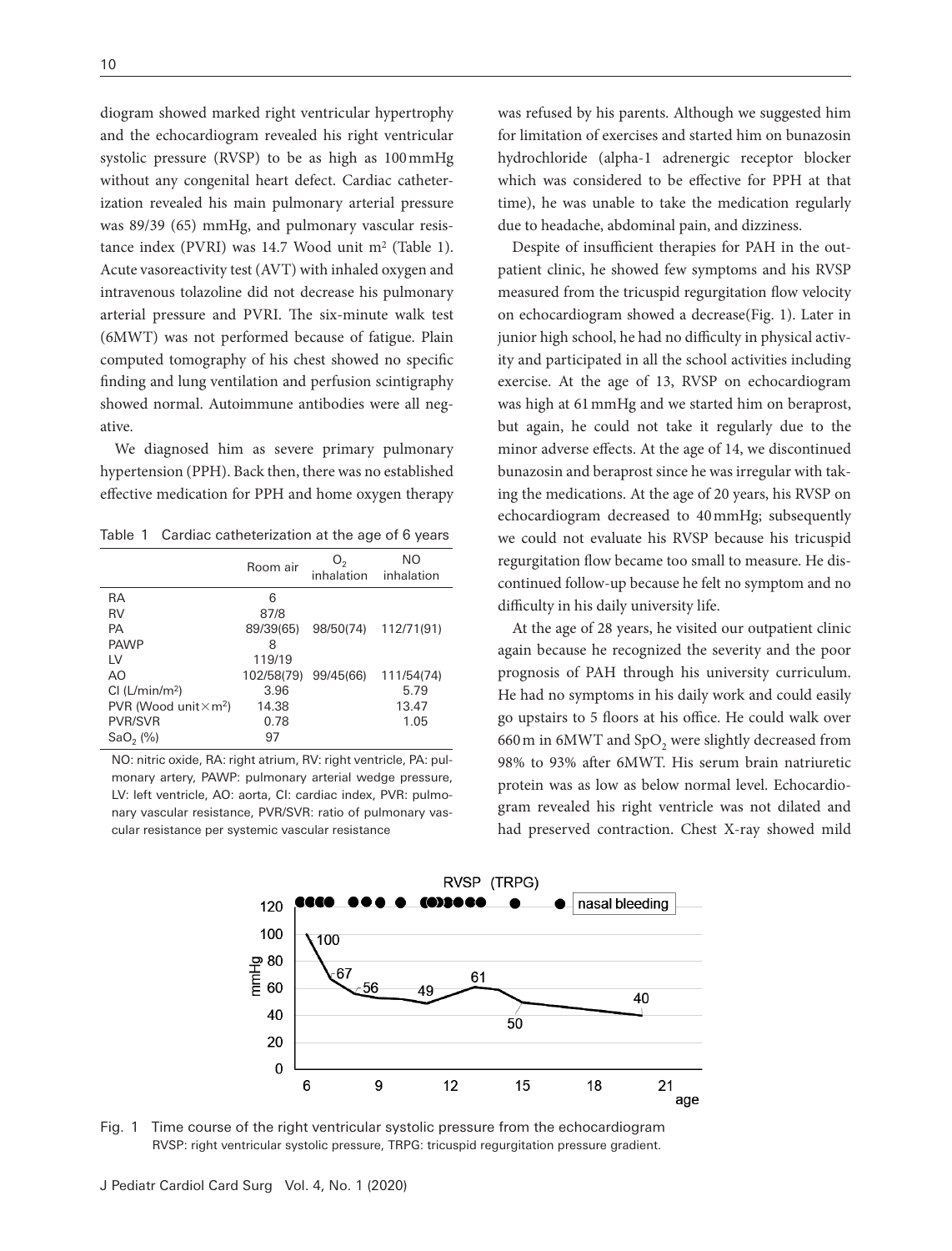diogram showed marked right ventricular hypertrophy and the echocardiogram revealed his right ventricular systolic pressure (RVSP) to be as high as 100 mmHg without any congenital heart defect. Cardiac catheterization revealed his main pulmonary arterial pressure was 89/39 (65) mmHg, and pulmonary vascular resistance index (PVRI) was 14.7 Wood unit $m^2$ (Table 1). Acute vasoreactivity test (AVT) with inhaled oxygen and intravenous tolazoline did not decrease his pulmonary arterial pressure and PVRI. The six-minute walk test (6MWT) was not performed because of fatigue. Plain computed tomography of his chest showed no specific finding and lung ventilation and perfusion scintigraphy showed normal. Autoimmune antibodies were all negative.

We diagnosed him as severe primary pulmonary hypertension (PPH). Back then, there was no established effective medication for PPH and home oxygen therapy was refused by his parents. Although we suggested him for limitation of exercises and started him on bunazosin hydrochloride (alpha-1 adrenergic receptor blocker which was considered to be effective for PPH at that time), he was unable to take the medication regularly due to headache, abdominal pain, and dizziness.

Table 1 Cardiac catheterization at the age of 6 years

| | Room air | $O_2$ inhalation | NO inhalation |
|---|---|---|---|
| RA | 6 | | |
| RV | 87/8 | | |
| PA | 89/39(65) | 98/50(74) | 112/71(91) |
| PAWP | 8 | | |
| LV | 119/19 | | |
| AO | 102/58(79) | 99/45(66) | 111/54(74) |
| CI (L/min/$m^2$) | 3.96 | | 5.79 |
| PVR (Wood unit×$m^2$) | 14.38 | | 13.47 |
| PVR/SVR | 0.78 | | 1.05 |
| $SaO_2$ (%) | 97 | | |

NO: nitric oxide, RA: right atrium, RV: right ventricle, PA: pulmonary artery, PAWP: pulmonary arterial wedge pressure, LV: left ventricle, AO: aorta, CI: cardiac index, PVR: pulmonary vascular resistance, PVR/SVR: ratio of pulmonary vascular resistance per systemic vascular resistance

Despite of insufficient therapies for PAH in the outpatient clinic, he showed few symptoms and his RVSP measured from the tricuspid regurgitation flow velocity on echocardiogram showed a decrease(Fig. 1). Later in junior high school, he had no difficulty in physical activity and participated in all the school activities including exercise. At the age of 13, RVSP on echocardiogram was high at 61 mmHg and we started him on beraprost, but again, he could not take it regularly due to the minor adverse effects. At the age of 14, we discontinued bunazosin and beraprost since he was irregular with taking the medications. At the age of 20 years, his RVSP on echocardiogram decreased to 40 mmHg; subsequently we could not evaluate his RVSP because his tricuspid regurgitation flow became too small to measure. He discontinued follow-up because he felt no symptom and no difficulty in his daily university life.

At the age of 28 years, he visited our outpatient clinic again because he recognized the severity and the poor prognosis of PAH through his university curriculum. He had no symptoms in his daily work and could easily go upstairs to 5 floors at his office. He could walk over 660 m in 6MWT and $SpO_2$ were slightly decreased from 98% to 93% after 6MWT. His serum brain natriuretic protein was as low as below normal level. Echocardiogram revealed his right ventricle was not dilated and had preserved contraction. Chest X-ray showed mild

Fig. 1 Time course of the right ventricular systolic pressure from the echocardiogram
RVSP: right ventricular systolic pressure, TRPG: tricuspid regurgitation pressure gradient.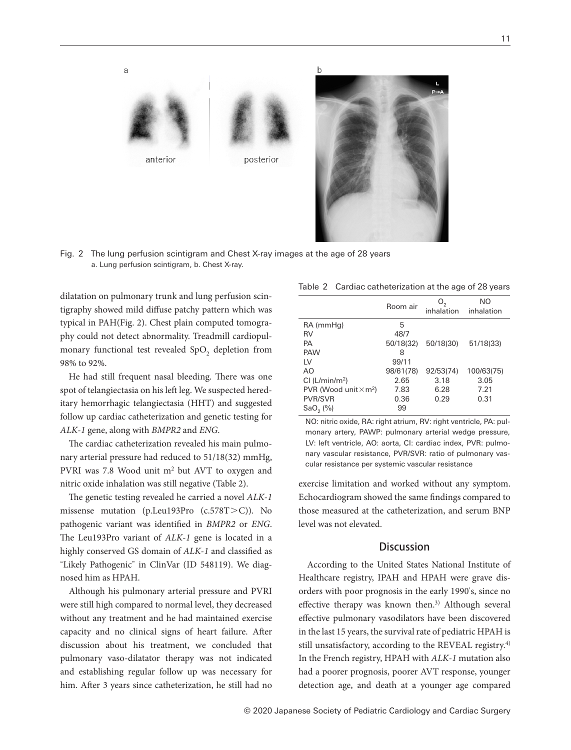Fig. 2 The lung perfusion scintigram and Chest X-ray images at the age of 28 years
a. Lung perfusion scintigram, b. Chest X-ray.

dilatation on pulmonary trunk and lung perfusion scintigraphy showed mild diffuse patchy pattern which was typical in PAH(Fig. 2). Chest plain computed tomography could not detect abnormality. Treadmill cardiopulmonary functional test revealed $SpO_2$ depletion from 98% to 92%.

He had still frequent nasal bleeding. There was one spot of telangiectasia on his left leg. We suspected hereditary hemorrhagic telangiectasia (HHT) and suggested follow up cardiac catheterization and genetic testing for *ALK-1* gene, along with *BMPR2* and *ENG*.

The cardiac catheterization revealed his main pulmonary arterial pressure had reduced to 51/18(32) mmHg, PVRI was 7.8 Wood unit $m^2$ but AVT to oxygen and nitric oxide inhalation was still negative (Table 2).

The genetic testing revealed he carried a novel *ALK-1* missense mutation (p.Leu193Pro (c.578T>C)). No pathogenic variant was identified in *BMPR2* or *ENG*. The Leu193Pro variant of *ALK-1* gene is located in a highly conserved GS domain of *ALK-1* and classified as "Likely Pathogenic" in ClinVar (ID 548119). We diagnosed him as HPAH.

Although his pulmonary arterial pressure and PVRI were still high compared to normal level, they decreased without any treatment and he had maintained exercise capacity and no clinical signs of heart failure. After discussion about his treatment, we concluded that pulmonary vaso-dilatator therapy was not indicated and establishing regular follow up was necessary for him. After 3 years since catheterization, he still had no exercise limitation and worked without any symptom. Echocardiogram showed the same findings compared to those measured at the catheterization, and serum BNP level was not elevated.

Table 2 Cardiac catheterization at the age of 28 years

| | Room air | $O_2$ inhalation | NO inhalation |
|---|---|---|---|
| RA (mmHg) | 5 | | |
| RV | 48/7 | | |
| PA | 50/18(32) | 50/18(30) | 51/18(33) |
| PAW | 8 | | |
| LV | 99/11 | | |
| AO | 98/61(78) | 92/53(74) | 100/63(75) |
| CI (L/min/$m^2$) | 2.65 | 3.18 | 3.05 |
| PVR (Wood unit×$m^2$) | 7.83 | 6.28 | 7.21 |
| PVR/SVR | 0.36 | 0.29 | 0.31 |
| $SaO_2$ (%) | 99 | | |

NO: nitric oxide, RA: right atrium, RV: right ventricle, PA: pulmonary artery, PAWP: pulmonary arterial wedge pressure, LV: left ventricle, AO: aorta, CI: cardiac index, PVR: pulmonary vascular resistance, PVR/SVR: ratio of pulmonary vascular resistance per systemic vascular resistance

## Discussion

According to the United States National Institute of Healthcare registry, IPAH and HPAH were grave disorders with poor prognosis in the early 1990's, since no effective therapy was known then.[3] Although several effective pulmonary vasodilators have been discovered in the last 15 years, the survival rate of pediatric HPAH is still unsatisfactory, according to the REVEAL registry.[4] In the French registry, HPAH with *ALK-1* mutation also had a poorer prognosis, poorer AVT response, younger detection age, and death at a younger age compared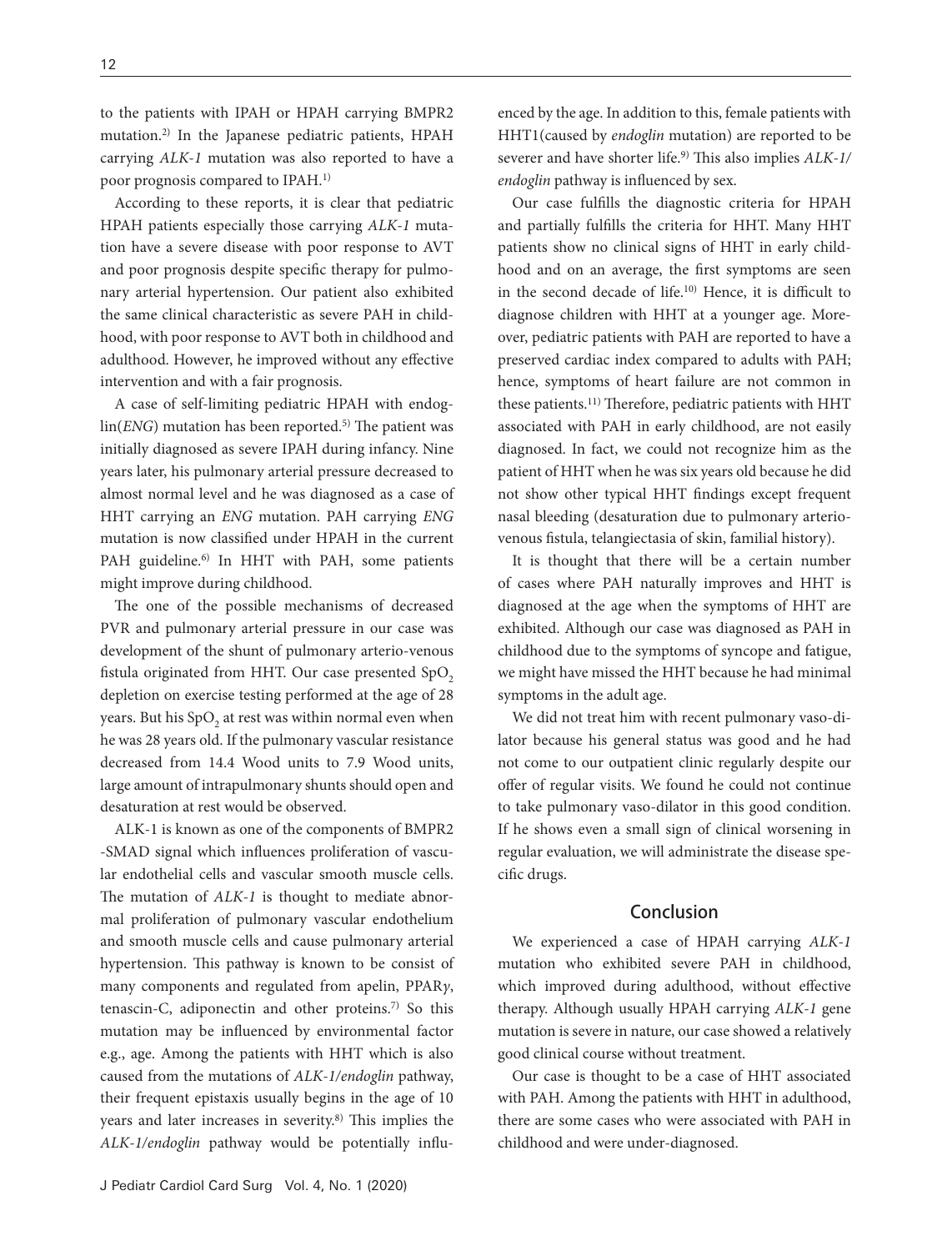to the patients with IPAH or HPAH carrying BMPR2 mutation.[2] In the Japanese pediatric patients, HPAH carrying *ALK-1* mutation was also reported to have a poor prognosis compared to IPAH.[1]

According to these reports, it is clear that pediatric HPAH patients especially those carrying *ALK-1* mutation have a severe disease with poor response to AVT and poor prognosis despite specific therapy for pulmonary arterial hypertension. Our patient also exhibited the same clinical characteristic as severe PAH in childhood, with poor response to AVT both in childhood and adulthood. However, he improved without any effective intervention and with a fair prognosis.

A case of self-limiting pediatric HPAH with endoglin(*ENG*) mutation has been reported.[5] The patient was initially diagnosed as severe IPAH during infancy. Nine years later, his pulmonary arterial pressure decreased to almost normal level and he was diagnosed as a case of HHT carrying an *ENG* mutation. PAH carrying *ENG* mutation is now classified under HPAH in the current PAH guideline.[6] In HHT with PAH, some patients might improve during childhood.

The one of the possible mechanisms of decreased PVR and pulmonary arterial pressure in our case was development of the shunt of pulmonary arterio-venous fistula originated from HHT. Our case presented $SpO_2$ depletion on exercise testing performed at the age of 28 years. But his $SpO_2$ at rest was within normal even when he was 28 years old. If the pulmonary vascular resistance decreased from 14.4 Wood units to 7.9 Wood units, large amount of intrapulmonary shunts should open and desaturation at rest would be observed.

ALK-1 is known as one of the components of BMPR2 -SMAD signal which influences proliferation of vascular endothelial cells and vascular smooth muscle cells. The mutation of *ALK-1* is thought to mediate abnormal proliferation of pulmonary vascular endothelium and smooth muscle cells and cause pulmonary arterial hypertension. This pathway is known to be consist of many components and regulated from apelin, PPAR*γ*, tenascin-C, adiponectin and other proteins.[7] So this mutation may be influenced by environmental factor e.g., age. Among the patients with HHT which is also caused from the mutations of *ALK-1/endoglin* pathway, their frequent epistaxis usually begins in the age of 10 years and later increases in severity.[8] This implies the *ALK-1/endoglin* pathway would be potentially influenced by the age. In addition to this, female patients with HHT1(caused by *endoglin* mutation) are reported to be severer and have shorter life.[9] This also implies *ALK-1/endoglin* pathway is influenced by sex.

Our case fulfills the diagnostic criteria for HPAH and partially fulfills the criteria for HHT. Many HHT patients show no clinical signs of HHT in early childhood and on an average, the first symptoms are seen in the second decade of life.[10] Hence, it is difficult to diagnose children with HHT at a younger age. Moreover, pediatric patients with PAH are reported to have a preserved cardiac index compared to adults with PAH; hence, symptoms of heart failure are not common in these patients.[11] Therefore, pediatric patients with HHT associated with PAH in early childhood, are not easily diagnosed. In fact, we could not recognize him as the patient of HHT when he was six years old because he did not show other typical HHT findings except frequent nasal bleeding (desaturation due to pulmonary arteriovenous fistula, telangiectasia of skin, familial history).

It is thought that there will be a certain number of cases where PAH naturally improves and HHT is diagnosed at the age when the symptoms of HHT are exhibited. Although our case was diagnosed as PAH in childhood due to the symptoms of syncope and fatigue, we might have missed the HHT because he had minimal symptoms in the adult age.

We did not treat him with recent pulmonary vaso-dilator because his general status was good and he had not come to our outpatient clinic regularly despite our offer of regular visits. We found he could not continue to take pulmonary vaso-dilator in this good condition. If he shows even a small sign of clinical worsening in regular evaluation, we will administrate the disease specific drugs.

## Conclusion

We experienced a case of HPAH carrying *ALK-1* mutation who exhibited severe PAH in childhood, which improved during adulthood, without effective therapy. Although usually HPAH carrying *ALK-1* gene mutation is severe in nature, our case showed a relatively good clinical course without treatment.

Our case is thought to be a case of HHT associated with PAH. Among the patients with HHT in adulthood, there are some cases who were associated with PAH in childhood and were under-diagnosed.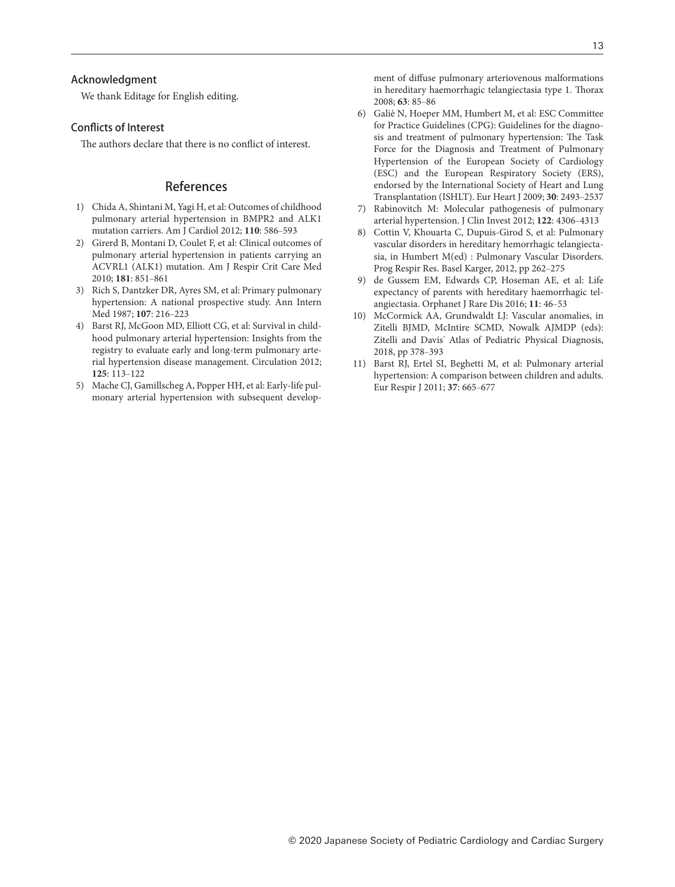## Acknowledgment

We thank Editage for English editing.

## Conflicts of Interest

The authors declare that there is no conflict of interest.

## References

1) Chida A, Shintani M, Yagi H, et al: Outcomes of childhood pulmonary arterial hypertension in BMPR2 and ALK1 mutation carriers. Am J Cardiol 2012; **110**: 586–593
2) Girerd B, Montani D, Coulet F, et al: Clinical outcomes of pulmonary arterial hypertension in patients carrying an ACVRL1 (ALK1) mutation. Am J Respir Crit Care Med 2010; **181**: 851–861
3) Rich S, Dantzker DR, Ayres SM, et al: Primary pulmonary hypertension: A national prospective study. Ann Intern Med 1987; **107**: 216–223
4) Barst RJ, McGoon MD, Elliott CG, et al: Survival in childhood pulmonary arterial hypertension: Insights from the registry to evaluate early and long-term pulmonary arterial hypertension disease management. Circulation 2012; **125**: 113–122
5) Mache CJ, Gamillscheg A, Popper HH, et al: Early-life pulmonary arterial hypertension with subsequent development of diffuse pulmonary arteriovenous malformations in hereditary haemorrhagic telangiectasia type 1. Thorax 2008; **63**: 85–86
6) Galiè N, Hoeper MM, Humbert M, et al: ESC Committee for Practice Guidelines (CPG): Guidelines for the diagnosis and treatment of pulmonary hypertension: The Task Force for the Diagnosis and Treatment of Pulmonary Hypertension of the European Society of Cardiology (ESC) and the European Respiratory Society (ERS), endorsed by the International Society of Heart and Lung Transplantation (ISHLT). Eur Heart J 2009; **30**: 2493–2537
7) Rabinovitch M: Molecular pathogenesis of pulmonary arterial hypertension. J Clin Invest 2012; **122**: 4306–4313
8) Cottin V, Khouarta C, Dupuis-Girod S, et al: Pulmonary vascular disorders in hereditary hemorrhagic telangiectasia, in Humbert M(ed) : Pulmonary Vascular Disorders. Prog Respir Res. Basel Karger, 2012, pp 262–275
9) de Gussem EM, Edwards CP, Hoseman AE, et al: Life expectancy of parents with hereditary haemorrhagic telangiectasia. Orphanet J Rare Dis 2016; **11**: 46–53
10) McCormick AA, Grundwaldt LJ: Vascular anomalies, in Zitelli BJMD, McIntire SCMD, Nowalk AJMDP (eds): Zitelli and Davis' Atlas of Pediatric Physical Diagnosis, 2018, pp 378–393
11) Barst RJ, Ertel SI, Beghetti M, et al: Pulmonary arterial hypertension: A comparison between children and adults. Eur Respir J 2011; **37**: 665–677